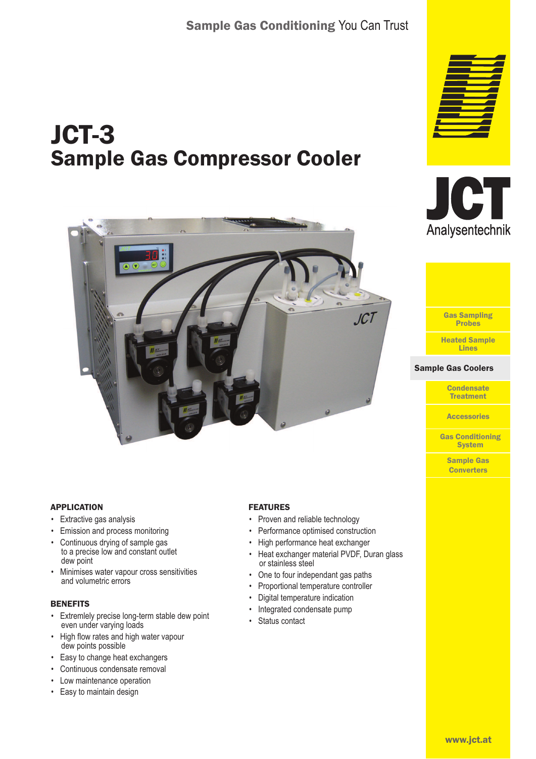Sample Gas Conditioning You Can Trust

# JCT-3
## Sample Gas Compressor Cooler

JCT Analysentechnik

- Gas Sampling Probes
- Heated Sample Lines
- **Sample Gas Coolers**
- Condensate Treatment
- Accessories
- Gas Conditioning System
- Sample Gas Converters

### APPLICATION

- Extractive gas analysis
- Emission and process monitoring
- Continuous drying of sample gas to a precise low and constant outlet dew point
- Minimises water vapour cross sensitivities and volumetric errors

### BENEFITS

- Extremlely precise long-term stable dew point even under varying loads
- High flow rates and high water vapour dew points possible
- Easy to change heat exchangers
- Continuous condensate removal
- Low maintenance operation
- Easy to maintain design

### FEATURES

- Proven and reliable technology
- Performance optimised construction
- High performance heat exchanger
- Heat exchanger material PVDF, Duran glass or stainless steel
- One to four independant gas paths
- Proportional temperature controller
- Digital temperature indication
- Integrated condensate pump
- Status contact

www.jct.at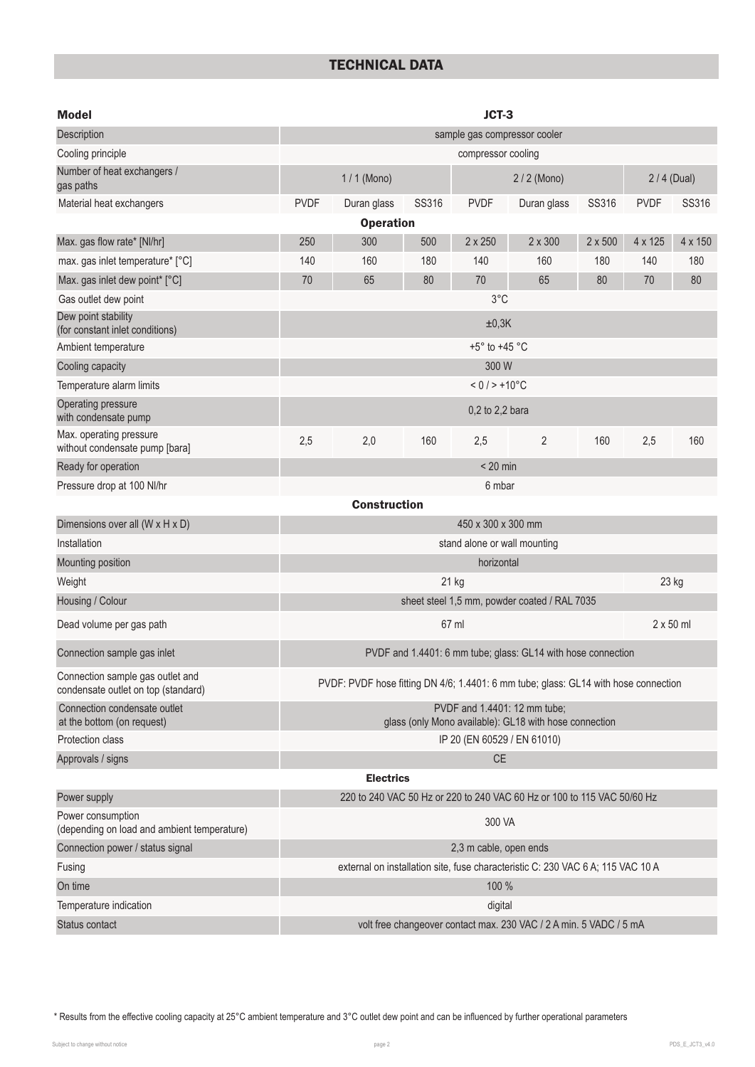## TECHNICAL DATA

| Model | JCT-3 | | | | | | | |
|---|---|---|---|---|---|---|---|---|
| Description | sample gas compressor cooler | | | | | | | |
| Cooling principle | compressor cooling | | | | | | | |
| Number of heat exchangers / gas paths | 1 / 1 (Mono) | | | 2 / 2 (Mono) | | | 2 / 4 (Dual) | |
| Material heat exchangers | PVDF | Duran glass | SS316 | PVDF | Duran glass | SS316 | PVDF | SS316 |
| **Operation** | | | | | | | | |
| Max. gas flow rate* [Nl/hr] | 250 | 300 | 500 | 2 x 250 | 2 x 300 | 2 x 500 | 4 x 125 | 4 x 150 |
| max. gas inlet temperature* [°C] | 140 | 160 | 180 | 140 | 160 | 180 | 140 | 180 |
| Max. gas inlet dew point* [°C] | 70 | 65 | 80 | 70 | 65 | 80 | 70 | 80 |
| Gas outlet dew point | 3°C | | | | | | | |
| Dew point stability (for constant inlet conditions) | ±0,3K | | | | | | | |
| Ambient temperature | +5° to +45 °C | | | | | | | |
| Cooling capacity | 300 W | | | | | | | |
| Temperature alarm limits | < 0 / > +10°C | | | | | | | |
| Operating pressure with condensate pump | 0,2 to 2,2 bara | | | | | | | |
| Max. operating pressure without condensate pump [bara] | 2,5 | 2,0 | 160 | 2,5 | 2 | 160 | 2,5 | 160 |
| Ready for operation | < 20 min | | | | | | | |
| Pressure drop at 100 Nl/hr | 6 mbar | | | | | | | |
| **Construction** | | | | | | | | |
| Dimensions over all (W x H x D) | 450 x 300 x 300 mm | | | | | | | |
| Installation | stand alone or wall mounting | | | | | | | |
| Mounting position | horizontal | | | | | | | |
| Weight | 21 kg | | | | | | 23 kg | |
| Housing / Colour | sheet steel 1,5 mm, powder coated / RAL 7035 | | | | | | | |
| Dead volume per gas path | 67 ml | | | | | | 2 x 50 ml | |
| Connection sample gas inlet | PVDF and 1.4401: 6 mm tube; glass: GL14 with hose connection | | | | | | | |
| Connection sample gas outlet and condensate outlet on top (standard) | PVDF: PVDF hose fitting DN 4/6; 1.4401: 6 mm tube; glass: GL14 with hose connection | | | | | | | |
| Connection condensate outlet at the bottom (on request) | PVDF and 1.4401: 12 mm tube; glass (only Mono available): GL18 with hose connection | | | | | | | |
| Protection class | IP 20 (EN 60529 / EN 61010) | | | | | | | |
| Approvals / signs | CE | | | | | | | |
| **Electrics** | | | | | | | | |
| Power supply | 220 to 240 VAC 50 Hz or 220 to 240 VAC 60 Hz or 100 to 115 VAC 50/60 Hz | | | | | | | |
| Power consumption (depending on load and ambient temperature) | 300 VA | | | | | | | |
| Connection power / status signal | 2,3 m cable, open ends | | | | | | | |
| Fusing | external on installation site, fuse characteristic C: 230 VAC 6 A; 115 VAC 10 A | | | | | | | |
| On time | 100 % | | | | | | | |
| Temperature indication | digital | | | | | | | |
| Status contact | volt free changeover contact max. 230 VAC / 2 A min. 5 VADC / 5 mA | | | | | | | |

* Results from the effective cooling capacity at 25°C ambient temperature and 3°C outlet dew point and can be influenced by further operational parameters

Subject to change without notice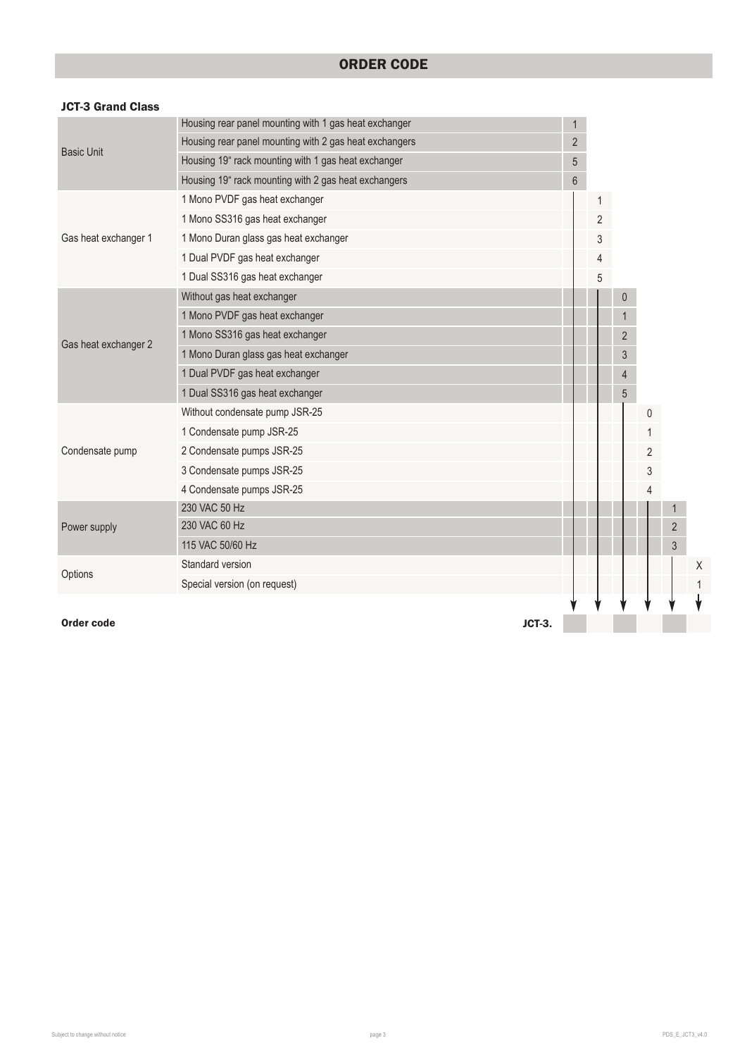## ORDER CODE

### JCT-3 Grand Class

| | | | | | | | |
|---|---|---|---|---|---|---|---|
| Basic Unit | Housing rear panel mounting with 1 gas heat exchanger | 1 | | | | | |
| | Housing rear panel mounting with 2 gas heat exchangers | 2 | | | | | |
| | Housing 19" rack mounting with 1 gas heat exchanger | 5 | | | | | |
| | Housing 19" rack mounting with 2 gas heat exchangers | 6 | | | | | |
| Gas heat exchanger 1 | 1 Mono PVDF gas heat exchanger | | 1 | | | | |
| | 1 Mono SS316 gas heat exchanger | | 2 | | | | |
| | 1 Mono Duran glass gas heat exchanger | | 3 | | | | |
| | 1 Dual PVDF gas heat exchanger | | 4 | | | | |
| | 1 Dual SS316 gas heat exchanger | | 5 | | | | |
| Gas heat exchanger 2 | Without gas heat exchanger | | | 0 | | | |
| | 1 Mono PVDF gas heat exchanger | | | 1 | | | |
| | 1 Mono SS316 gas heat exchanger | | | 2 | | | |
| | 1 Mono Duran glass gas heat exchanger | | | 3 | | | |
| | 1 Dual PVDF gas heat exchanger | | | 4 | | | |
| | 1 Dual SS316 gas heat exchanger | | | 5 | | | |
| Condensate pump | Without condensate pump JSR-25 | | | | 0 | | |
| | 1 Condensate pump JSR-25 | | | | 1 | | |
| | 2 Condensate pumps JSR-25 | | | | 2 | | |
| | 3 Condensate pumps JSR-25 | | | | 3 | | |
| | 4 Condensate pumps JSR-25 | | | | 4 | | |
| Power supply | 230 VAC 50 Hz | | | | | 1 | |
| | 230 VAC 60 Hz | | | | | 2 | |
| | 115 VAC 50/60 Hz | | | | | 3 | |
| Options | Standard version | | | | | | X |
| | Special version (on request) | | | | | | 1 |
| **Order code** | **JCT-3.** | | | | | | |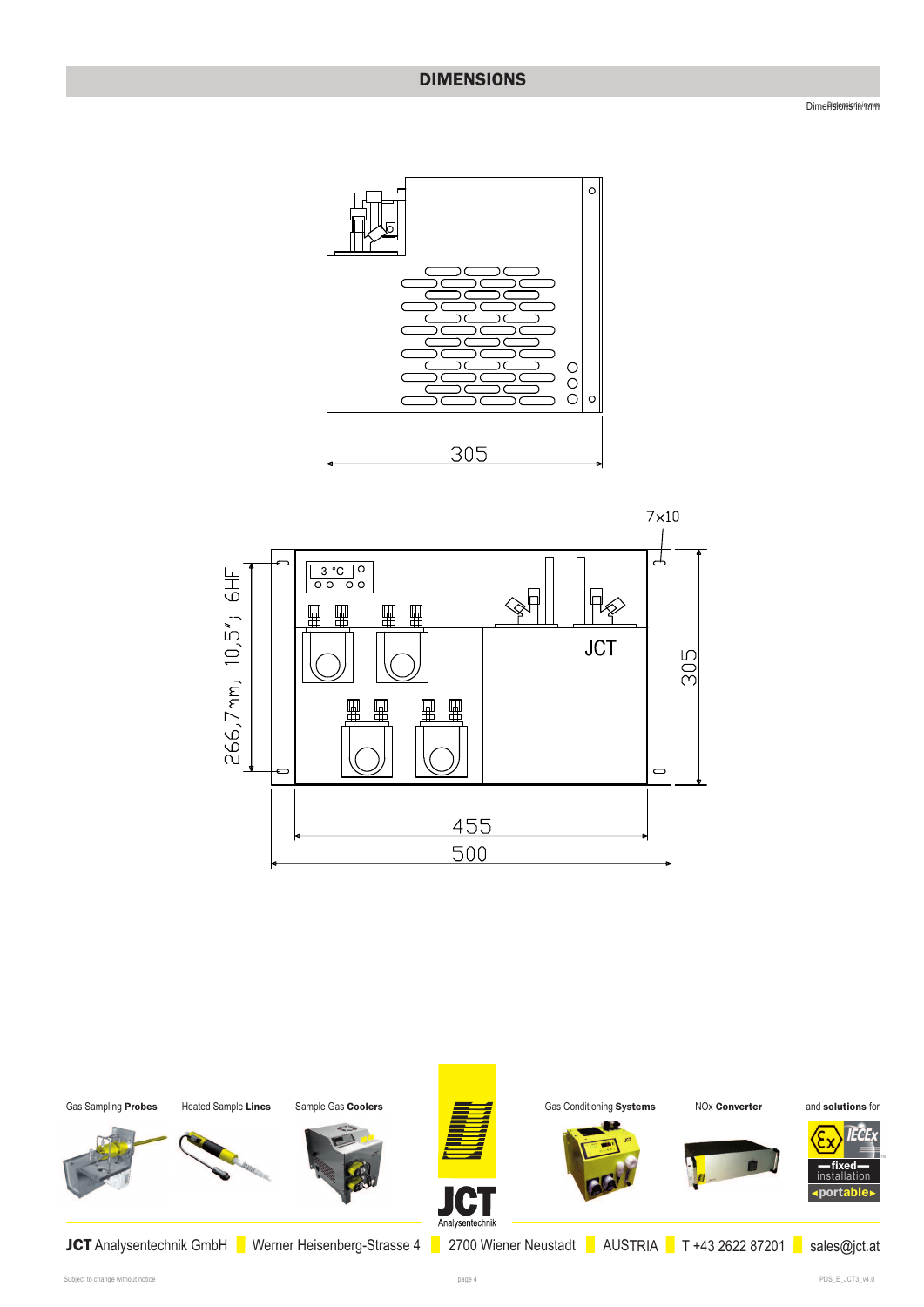## DIMENSIONS

Dimensions in mm

305

7x10

3 °C

JCT

266,7mm; 10,5"; 6HE

305

455

500

Gas Sampling **Probes** Heated Sample **Lines** Sample Gas **Coolers** Gas Conditioning **Systems** NOx **Converter** and **solutions** for

fixed installation

portable

**JCT** Analysentechnik GmbH Werner Heisenberg-Strasse 4 2700 Wiener Neustadt AUSTRIA T +43 2622 87201 sales@jct.at

Subject to change without notice

PDS_E_JCT3_v4.0